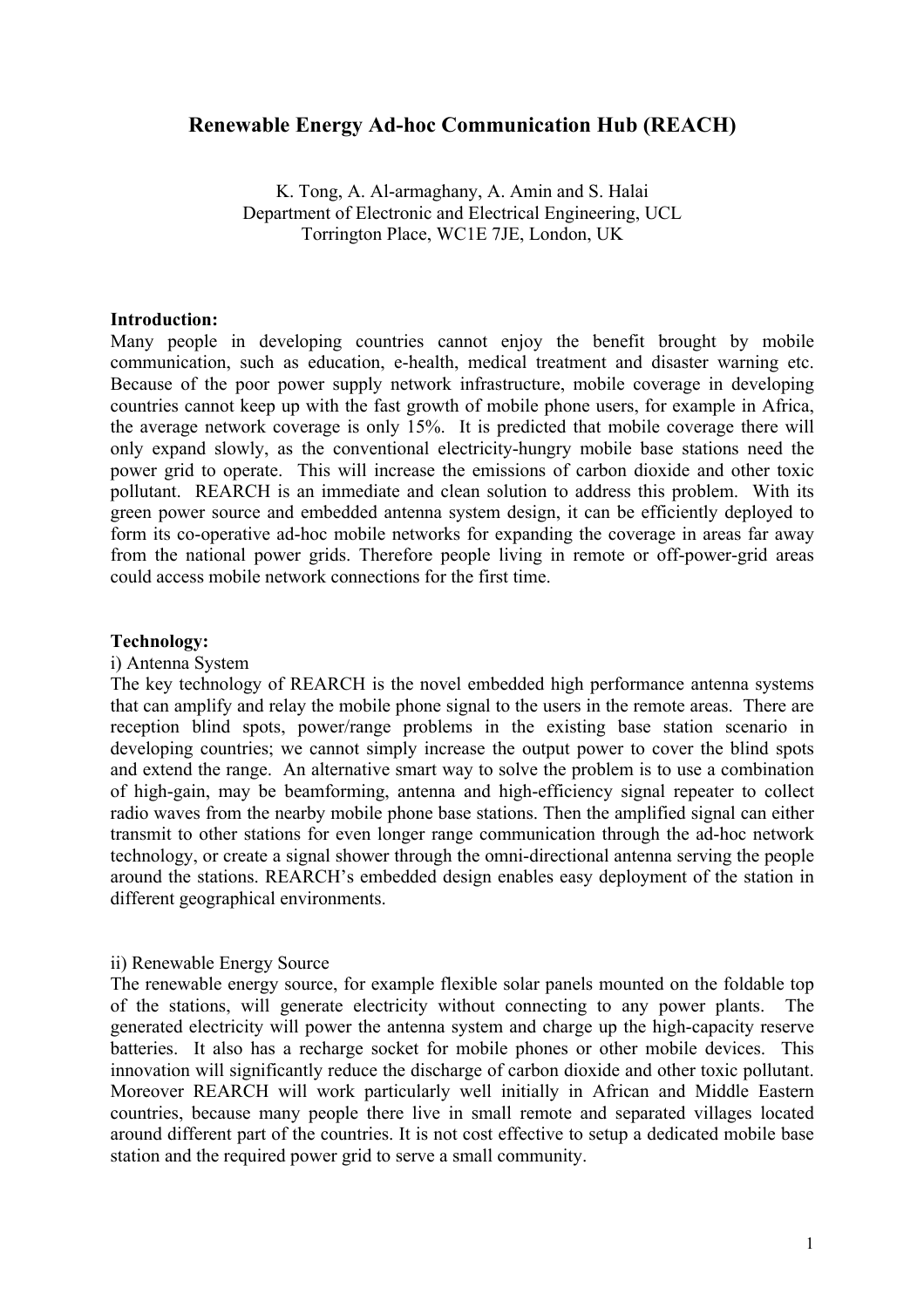# Renewable Energy Ad-hoc Communication Hub (REACH)

K. Tong, A. Al-armaghany, A. Amin and S. Halai
Department of Electronic and Electrical Engineering, UCL
Torrington Place, WC1E 7JE, London, UK

**Introduction:**

Many people in developing countries cannot enjoy the benefit brought by mobile communication, such as education, e-health, medical treatment and disaster warning etc. Because of the poor power supply network infrastructure, mobile coverage in developing countries cannot keep up with the fast growth of mobile phone users, for example in Africa, the average network coverage is only 15%. It is predicted that mobile coverage there will only expand slowly, as the conventional electricity-hungry mobile base stations need the power grid to operate. This will increase the emissions of carbon dioxide and other toxic pollutant. REARCH is an immediate and clean solution to address this problem. With its green power source and embedded antenna system design, it can be efficiently deployed to form its co-operative ad-hoc mobile networks for expanding the coverage in areas far away from the national power grids. Therefore people living in remote or off-power-grid areas could access mobile network connections for the first time.

**Technology:**

i) Antenna System

The key technology of REARCH is the novel embedded high performance antenna systems that can amplify and relay the mobile phone signal to the users in the remote areas. There are reception blind spots, power/range problems in the existing base station scenario in developing countries; we cannot simply increase the output power to cover the blind spots and extend the range. An alternative smart way to solve the problem is to use a combination of high-gain, may be beamforming, antenna and high-efficiency signal repeater to collect radio waves from the nearby mobile phone base stations. Then the amplified signal can either transmit to other stations for even longer range communication through the ad-hoc network technology, or create a signal shower through the omni-directional antenna serving the people around the stations. REARCH's embedded design enables easy deployment of the station in different geographical environments.

ii) Renewable Energy Source

The renewable energy source, for example flexible solar panels mounted on the foldable top of the stations, will generate electricity without connecting to any power plants. The generated electricity will power the antenna system and charge up the high-capacity reserve batteries. It also has a recharge socket for mobile phones or other mobile devices. This innovation will significantly reduce the discharge of carbon dioxide and other toxic pollutant. Moreover REARCH will work particularly well initially in African and Middle Eastern countries, because many people there live in small remote and separated villages located around different part of the countries. It is not cost effective to setup a dedicated mobile base station and the required power grid to serve a small community.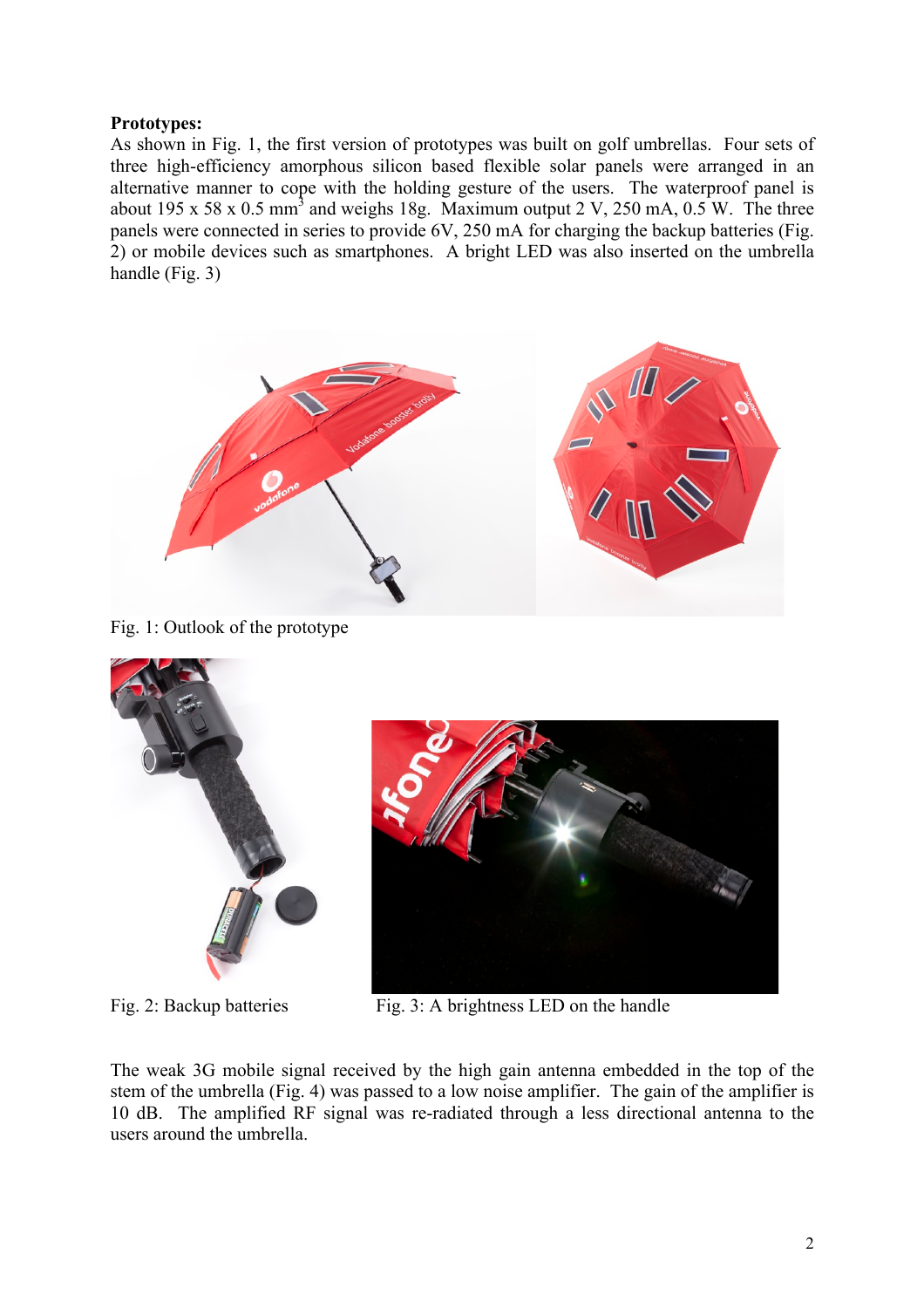**Prototypes:**
As shown in Fig. 1, the first version of prototypes was built on golf umbrellas. Four sets of three high-efficiency amorphous silicon based flexible solar panels were arranged in an alternative manner to cope with the holding gesture of the users. The waterproof panel is about 195 x 58 x 0.5 $mm^3$ and weighs 18g. Maximum output 2 V, 250 mA, 0.5 W. The three panels were connected in series to provide 6V, 250 mA for charging the backup batteries (Fig. 2) or mobile devices such as smartphones. A bright LED was also inserted on the umbrella handle (Fig. 3)

Fig. 1: Outlook of the prototype

Fig. 2: Backup batteries

Fig. 3: A brightness LED on the handle

The weak 3G mobile signal received by the high gain antenna embedded in the top of the stem of the umbrella (Fig. 4) was passed to a low noise amplifier. The gain of the amplifier is 10 dB. The amplified RF signal was re-radiated through a less directional antenna to the users around the umbrella.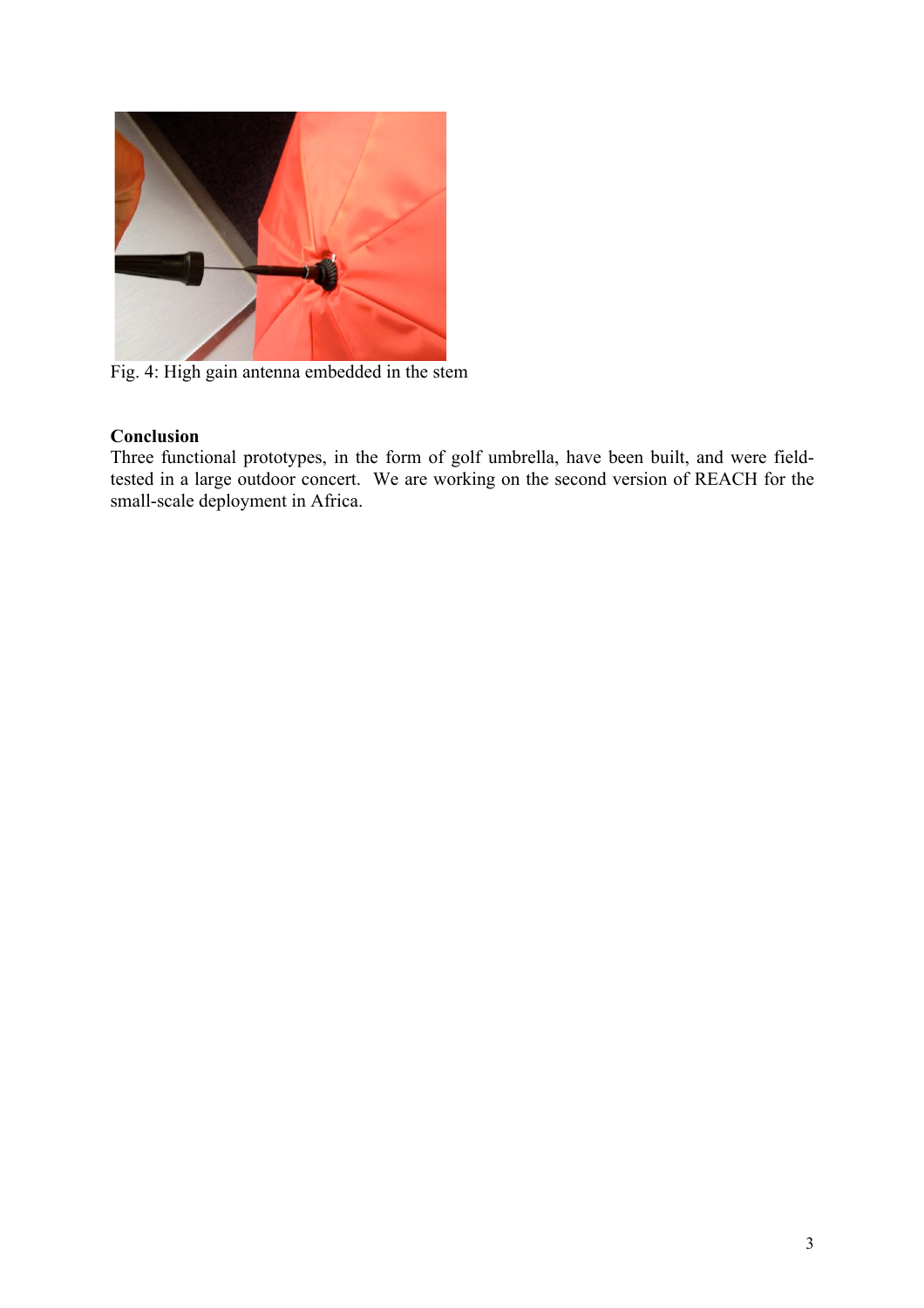Fig. 4: High gain antenna embedded in the stem

**Conclusion**

Three functional prototypes, in the form of golf umbrella, have been built, and were field-tested in a large outdoor concert. We are working on the second version of REACH for the small-scale deployment in Africa.